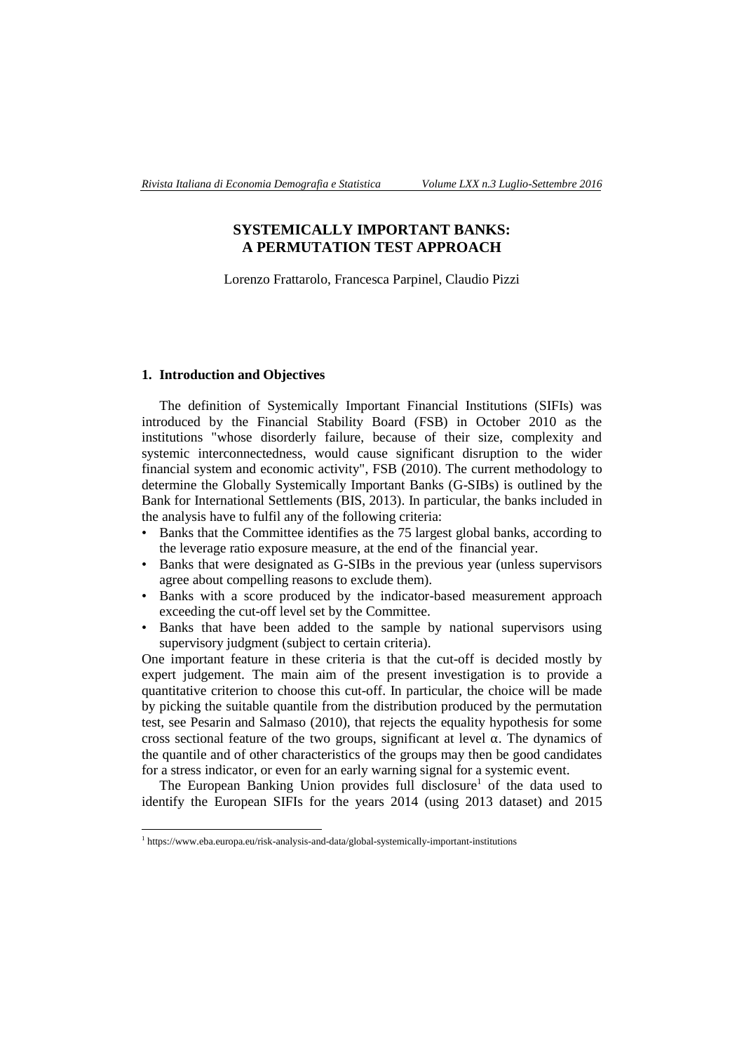# SYSTEMICALLY IMPORTANT BANKS: A PERMUTATION TEST APPROACH

Lorenzo Frattarolo, Francesca Parpinel, Claudio Pizzi

## 1. Introduction and Objectives

The definition of Systemically Important Financial Institutions (SIFIs) was introduced by the Financial Stability Board (FSB) in October 2010 as the institutions "whose disorderly failure, because of their size, complexity and systemic interconnectedness, would cause significant disruption to the wider financial system and economic activity", FSB (2010). The current methodology to determine the Globally Systemically Important Banks (G-SIBs) is outlined by the Bank for International Settlements (BIS, 2013). In particular, the banks included in the analysis have to fulfil any of the following criteria:

- Banks that the Committee identifies as the 75 largest global banks, according to the leverage ratio exposure measure, at the end of the financial year.
- Banks that were designated as G-SIBs in the previous year (unless supervisors agree about compelling reasons to exclude them).
- Banks with a score produced by the indicator-based measurement approach exceeding the cut-off level set by the Committee.
- Banks that have been added to the sample by national supervisors using supervisory judgment (subject to certain criteria).

One important feature in these criteria is that the cut-off is decided mostly by expert judgement. The main aim of the present investigation is to provide a quantitative criterion to choose this cut-off. In particular, the choice will be made by picking the suitable quantile from the distribution produced by the permutation test, see Pesarin and Salmaso (2010), that rejects the equality hypothesis for some cross sectional feature of the two groups, significant at level $\alpha$. The dynamics of the quantile and of other characteristics of the groups may then be good candidates for a stress indicator, or even for an early warning signal for a systemic event.

The European Banking Union provides full disclosure[1] of the data used to identify the European SIFIs for the years 2014 (using 2013 dataset) and 2015

[1] https://www.eba.europa.eu/risk-analysis-and-data/global-systemically-important-institutions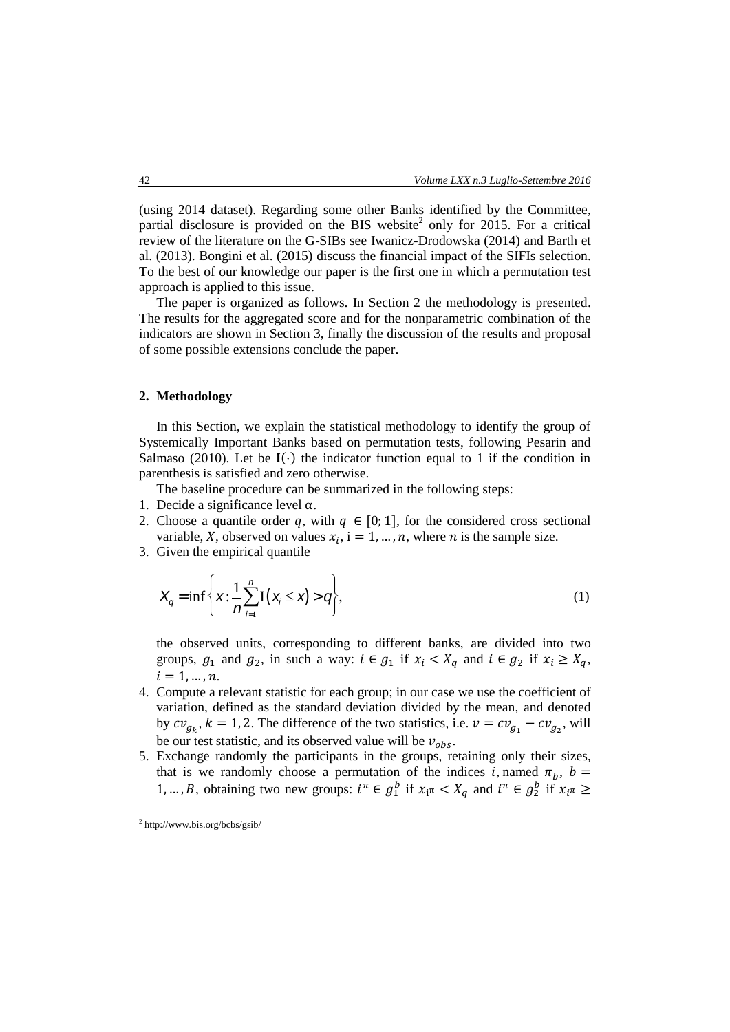(using 2014 dataset). Regarding some other Banks identified by the Committee, partial disclosure is provided on the BIS website[2] only for 2015. For a critical review of the literature on the G-SIBs see Iwanicz-Drodowska (2014) and Barth et al. (2013). Bongini et al. (2015) discuss the financial impact of the SIFIs selection. To the best of our knowledge our paper is the first one in which a permutation test approach is applied to this issue.

The paper is organized as follows. In Section 2 the methodology is presented. The results for the aggregated score and for the nonparametric combination of the indicators are shown in Section 3, finally the discussion of the results and proposal of some possible extensions conclude the paper.

## 2. Methodology

In this Section, we explain the statistical methodology to identify the group of Systemically Important Banks based on permutation tests, following Pesarin and Salmaso (2010). Let be $\mathbf{I}(\cdot)$ the indicator function equal to 1 if the condition in parenthesis is satisfied and zero otherwise.

The baseline procedure can be summarized in the following steps:

1. Decide a significance level $\alpha$.
2. Choose a quantile order $q$, with $q \in [0;1]$, for the considered cross sectional variable, $X$, observed on values $x_i$, $i = 1, \dots, n$, where $n$ is the sample size.
3. Given the empirical quantile

$$X_q = \inf\left\{x : \frac{1}{n}\sum_{i=1}^{n} \mathrm{I}(x_i \leq x) > q\right\}, \tag{1}$$

   the observed units, corresponding to different banks, are divided into two groups, $g_1$ and $g_2$, in such a way: $i \in g_1$ if $x_i < X_q$ and $i \in g_2$ if $x_i \geq X_q$, $i = 1, \dots, n$.
4. Compute a relevant statistic for each group; in our case we use the coefficient of variation, defined as the standard deviation divided by the mean, and denoted by $cv_{g_k}$, $k = 1, 2$. The difference of the two statistics, i.e. $v = cv_{g_1} - cv_{g_2}$, will be our test statistic, and its observed value will be $v_{obs}$.
5. Exchange randomly the participants in the groups, retaining only their sizes, that is we randomly choose a permutation of the indices $i$, named $\pi_b$, $b = 1, \dots, B$, obtaining two new groups: $i^\pi \in g_1^b$ if $x_{i^\pi} < X_q$ and $i^\pi \in g_2^b$ if $x_{i^\pi} \geq$

[2] http://www.bis.org/bcbs/gsib/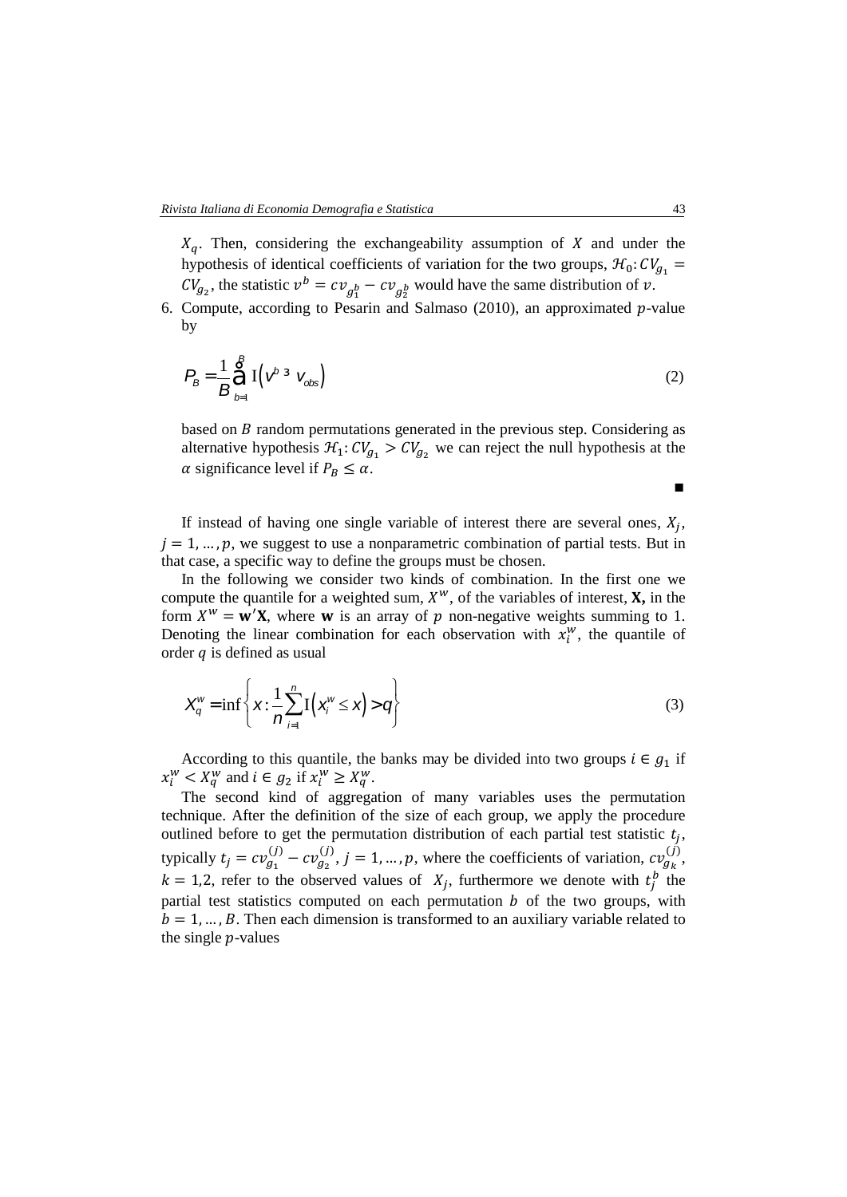$X_q$. Then, considering the exchangeability assumption of $X$ and under the hypothesis of identical coefficients of variation for the two groups, $\mathcal{H}_0: CV_{g_1} = CV_{g_2}$, the statistic $v^b = cv_{g_1^b} - cv_{g_2^b}$ would have the same distribution of $v$.

6. Compute, according to Pesarin and Salmaso (2010), an approximated $p$-value by

$$P_B = \frac{1}{B}\sum_{b=1}^{B} \mathrm{I}\left(v^b \geq v_{obs}\right) \tag{2}$$

based on $B$ random permutations generated in the previous step. Considering as alternative hypothesis $\mathcal{H}_1: CV_{g_1} > CV_{g_2}$ we can reject the null hypothesis at the $\alpha$ significance level if $P_B \leq \alpha$.

■

If instead of having one single variable of interest there are several ones, $X_j$, $j = 1, \dots, p$, we suggest to use a nonparametric combination of partial tests. But in that case, a specific way to define the groups must be chosen.

In the following we consider two kinds of combination. In the first one we compute the quantile for a weighted sum, $X^w$, of the variables of interest, **X,** in the form $X^w = \mathbf{w}'\mathbf{X}$, where $\mathbf{w}$ is an array of $p$ non-negative weights summing to 1. Denoting the linear combination for each observation with $x_i^w$, the quantile of order $q$ is defined as usual

$$X_q^w = \inf\left\{x : \frac{1}{n}\sum_{i=1}^{n}\mathrm{I}\left(x_i^w \leq x\right) > q\right\} \tag{3}$$

According to this quantile, the banks may be divided into two groups $i \in g_1$ if $x_i^w < X_q^w$ and $i \in g_2$ if $x_i^w \geq X_q^w$.

The second kind of aggregation of many variables uses the permutation technique. After the definition of the size of each group, we apply the procedure outlined before to get the permutation distribution of each partial test statistic $t_j$, typically $t_j = cv_{g_1}^{(j)} - cv_{g_2}^{(j)}$, $j = 1, \dots, p$, where the coefficients of variation, $cv_{g_k}^{(j)}$, $k = 1,2$, refer to the observed values of $X_j$, furthermore we denote with $t_j^b$ the partial test statistics computed on each permutation $b$ of the two groups, with $b = 1, \dots, B$. Then each dimension is transformed to an auxiliary variable related to the single $p$-values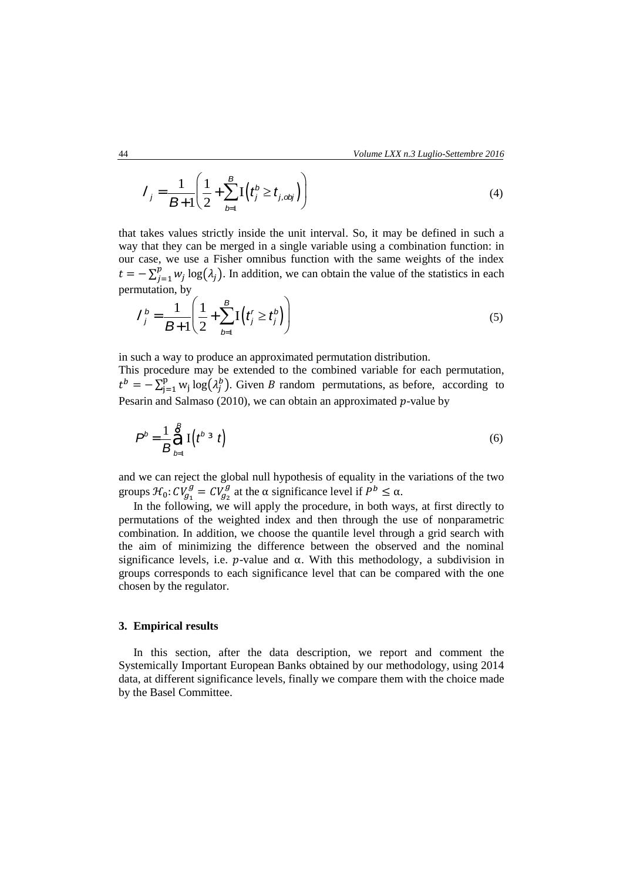$$\lambda_j = \frac{1}{B+1}\left(\frac{1}{2} + \sum_{b=1}^{B} \mathrm{I}\left(t_j^b \geq t_{j,obj}\right)\right) \tag{4}$$

that takes values strictly inside the unit interval. So, it may be defined in such a way that they can be merged in a single variable using a combination function: in our case, we use a Fisher omnibus function with the same weights of the index $t = -\sum_{j=1}^{p} w_j \log(\lambda_j)$. In addition, we can obtain the value of the statistics in each permutation, by

$$\lambda_j^b = \frac{1}{B+1}\left(\frac{1}{2} + \sum_{b=1}^{B} \mathrm{I}\left(t_j^r \geq t_j^b\right)\right) \tag{5}$$

in such a way to produce an approximated permutation distribution.

This procedure may be extended to the combined variable for each permutation, $t^b = -\sum_{j=1}^{p} w_j \log(\lambda_j^b)$. Given $B$ random permutations, as before, according to Pesarin and Salmaso (2010), we can obtain an approximated $p$-value by

$$P^b = \frac{1}{B}\sum_{b=1}^{B} \mathrm{I}\left(t^b \geq t\right) \tag{6}$$

and we can reject the global null hypothesis of equality in the variations of the two groups $\mathcal{H}_0: CV_{g_1}^g = CV_{g_2}^g$ at the α significance level if $P^b \leq \alpha$.

In the following, we will apply the procedure, in both ways, at first directly to permutations of the weighted index and then through the use of nonparametric combination. In addition, we choose the quantile level through a grid search with the aim of minimizing the difference between the observed and the nominal significance levels, i.e. $p$-value and α. With this methodology, a subdivision in groups corresponds to each significance level that can be compared with the one chosen by the regulator.

## 3. Empirical results

In this section, after the data description, we report and comment the Systemically Important European Banks obtained by our methodology, using 2014 data, at different significance levels, finally we compare them with the choice made by the Basel Committee.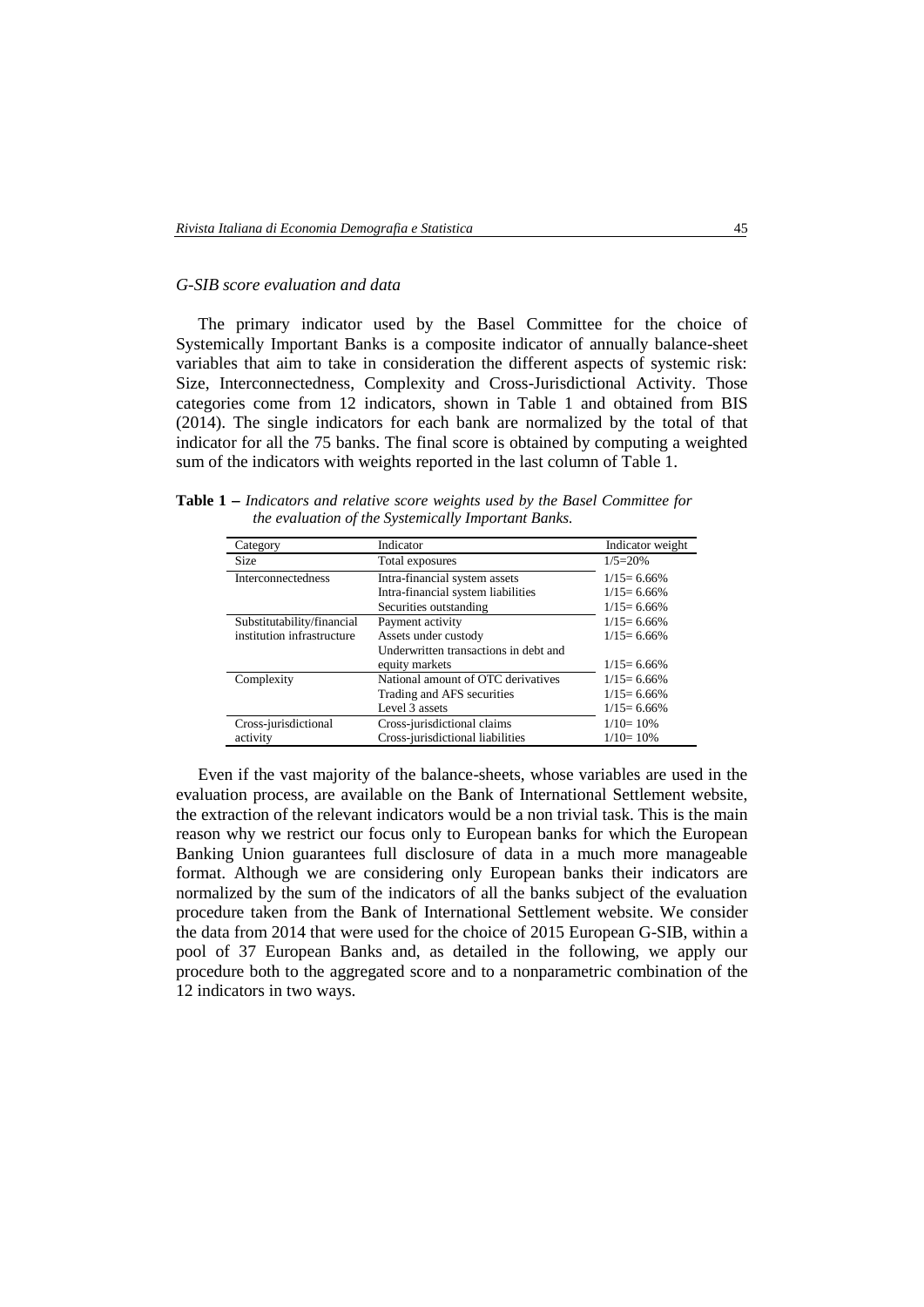*G-SIB score evaluation and data*

The primary indicator used by the Basel Committee for the choice of Systemically Important Banks is a composite indicator of annually balance-sheet variables that aim to take in consideration the different aspects of systemic risk: Size, Interconnectedness, Complexity and Cross-Jurisdictional Activity. Those categories come from 12 indicators, shown in Table 1 and obtained from BIS (2014). The single indicators for each bank are normalized by the total of that indicator for all the 75 banks. The final score is obtained by computing a weighted sum of the indicators with weights reported in the last column of Table 1.

**Table 1 –** *Indicators and relative score weights used by the Basel Committee for the evaluation of the Systemically Important Banks.*

| Category | Indicator | Indicator weight |
|---|---|---|
| Size | Total exposures | 1/5=20% |
| Interconnectedness | Intra-financial system assets | 1/15= 6.66% |
| | Intra-financial system liabilities | 1/15= 6.66% |
| | Securities outstanding | 1/15= 6.66% |
| Substitutability/financial institution infrastructure | Payment activity | 1/15= 6.66% |
| | Assets under custody | 1/15= 6.66% |
| | Underwritten transactions in debt and equity markets | 1/15= 6.66% |
| Complexity | National amount of OTC derivatives | 1/15= 6.66% |
| | Trading and AFS securities | 1/15= 6.66% |
| | Level 3 assets | 1/15= 6.66% |
| Cross-jurisdictional activity | Cross-jurisdictional claims | 1/10= 10% |
| | Cross-jurisdictional liabilities | 1/10= 10% |

Even if the vast majority of the balance-sheets, whose variables are used in the evaluation process, are available on the Bank of International Settlement website, the extraction of the relevant indicators would be a non trivial task. This is the main reason why we restrict our focus only to European banks for which the European Banking Union guarantees full disclosure of data in a much more manageable format. Although we are considering only European banks their indicators are normalized by the sum of the indicators of all the banks subject of the evaluation procedure taken from the Bank of International Settlement website. We consider the data from 2014 that were used for the choice of 2015 European G-SIB, within a pool of 37 European Banks and, as detailed in the following, we apply our procedure both to the aggregated score and to a nonparametric combination of the 12 indicators in two ways.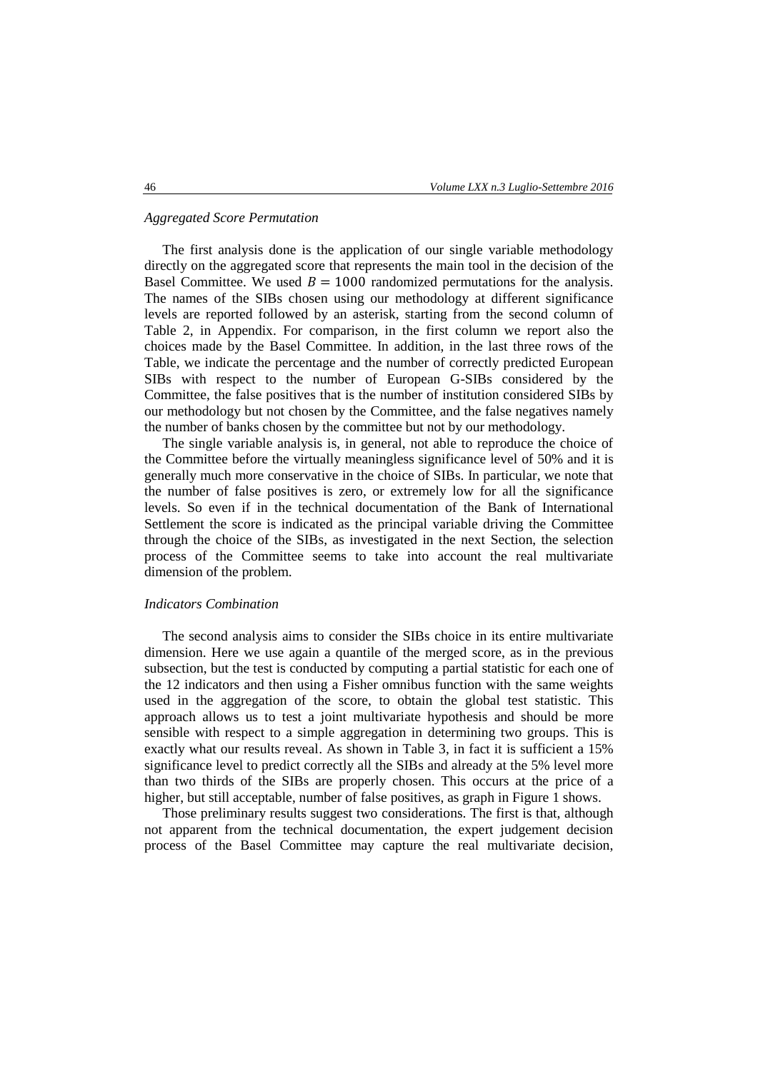*Aggregated Score Permutation*

The first analysis done is the application of our single variable methodology directly on the aggregated score that represents the main tool in the decision of the Basel Committee. We used $B = 1000$ randomized permutations for the analysis. The names of the SIBs chosen using our methodology at different significance levels are reported followed by an asterisk, starting from the second column of Table 2, in Appendix. For comparison, in the first column we report also the choices made by the Basel Committee. In addition, in the last three rows of the Table, we indicate the percentage and the number of correctly predicted European SIBs with respect to the number of European G-SIBs considered by the Committee, the false positives that is the number of institution considered SIBs by our methodology but not chosen by the Committee, and the false negatives namely the number of banks chosen by the committee but not by our methodology.

The single variable analysis is, in general, not able to reproduce the choice of the Committee before the virtually meaningless significance level of 50% and it is generally much more conservative in the choice of SIBs. In particular, we note that the number of false positives is zero, or extremely low for all the significance levels. So even if in the technical documentation of the Bank of International Settlement the score is indicated as the principal variable driving the Committee through the choice of the SIBs, as investigated in the next Section, the selection process of the Committee seems to take into account the real multivariate dimension of the problem.

*Indicators Combination*

The second analysis aims to consider the SIBs choice in its entire multivariate dimension. Here we use again a quantile of the merged score, as in the previous subsection, but the test is conducted by computing a partial statistic for each one of the 12 indicators and then using a Fisher omnibus function with the same weights used in the aggregation of the score, to obtain the global test statistic. This approach allows us to test a joint multivariate hypothesis and should be more sensible with respect to a simple aggregation in determining two groups. This is exactly what our results reveal. As shown in Table 3, in fact it is sufficient a 15% significance level to predict correctly all the SIBs and already at the 5% level more than two thirds of the SIBs are properly chosen. This occurs at the price of a higher, but still acceptable, number of false positives, as graph in Figure 1 shows.

Those preliminary results suggest two considerations. The first is that, although not apparent from the technical documentation, the expert judgement decision process of the Basel Committee may capture the real multivariate decision,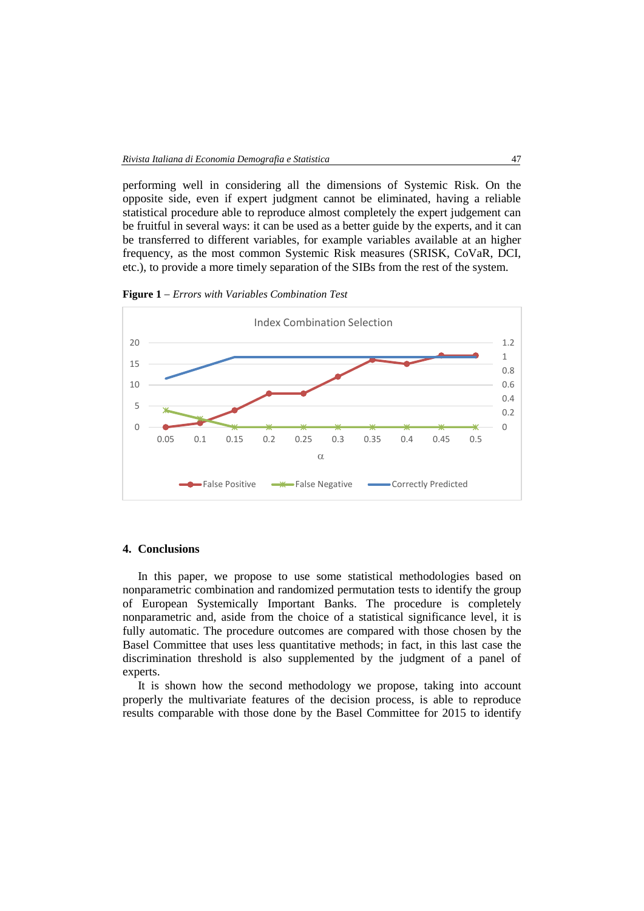performing well in considering all the dimensions of Systemic Risk. On the opposite side, even if expert judgment cannot be eliminated, having a reliable statistical procedure able to reproduce almost completely the expert judgement can be fruitful in several ways: it can be used as a better guide by the experts, and it can be transferred to different variables, for example variables available at an higher frequency, as the most common Systemic Risk measures (SRISK, CoVaR, DCI, etc.), to provide a more timely separation of the SIBs from the rest of the system.

**Figure 1** – *Errors with Variables Combination Test*

## 4. Conclusions

In this paper, we propose to use some statistical methodologies based on nonparametric combination and randomized permutation tests to identify the group of European Systemically Important Banks. The procedure is completely nonparametric and, aside from the choice of a statistical significance level, it is fully automatic. The procedure outcomes are compared with those chosen by the Basel Committee that uses less quantitative methods; in fact, in this last case the discrimination threshold is also supplemented by the judgment of a panel of experts.

It is shown how the second methodology we propose, taking into account properly the multivariate features of the decision process, is able to reproduce results comparable with those done by the Basel Committee for 2015 to identify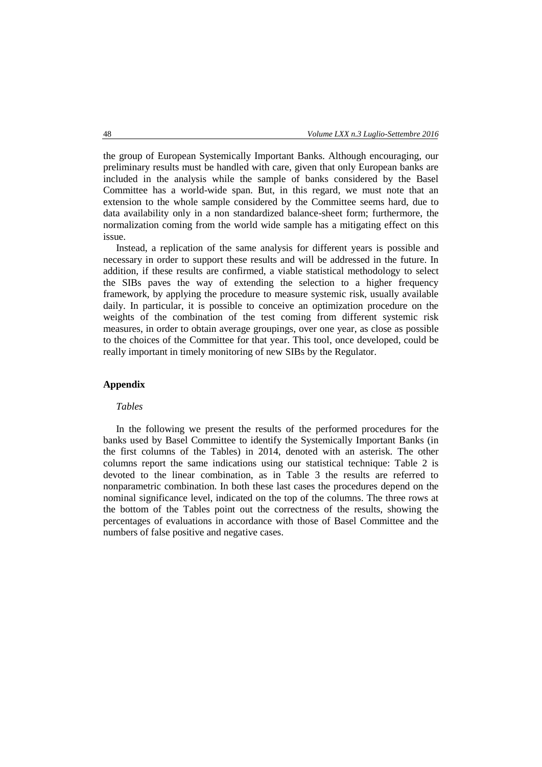the group of European Systemically Important Banks. Although encouraging, our preliminary results must be handled with care, given that only European banks are included in the analysis while the sample of banks considered by the Basel Committee has a world-wide span. But, in this regard, we must note that an extension to the whole sample considered by the Committee seems hard, due to data availability only in a non standardized balance-sheet form; furthermore, the normalization coming from the world wide sample has a mitigating effect on this issue.

Instead, a replication of the same analysis for different years is possible and necessary in order to support these results and will be addressed in the future. In addition, if these results are confirmed, a viable statistical methodology to select the SIBs paves the way of extending the selection to a higher frequency framework, by applying the procedure to measure systemic risk, usually available daily. In particular, it is possible to conceive an optimization procedure on the weights of the combination of the test coming from different systemic risk measures, in order to obtain average groupings, over one year, as close as possible to the choices of the Committee for that year. This tool, once developed, could be really important in timely monitoring of new SIBs by the Regulator.

## Appendix

*Tables*

In the following we present the results of the performed procedures for the banks used by Basel Committee to identify the Systemically Important Banks (in the first columns of the Tables) in 2014, denoted with an asterisk. The other columns report the same indications using our statistical technique: Table 2 is devoted to the linear combination, as in Table 3 the results are referred to nonparametric combination. In both these last cases the procedures depend on the nominal significance level, indicated on the top of the columns. The three rows at the bottom of the Tables point out the correctness of the results, showing the percentages of evaluations in accordance with those of Basel Committee and the numbers of false positive and negative cases.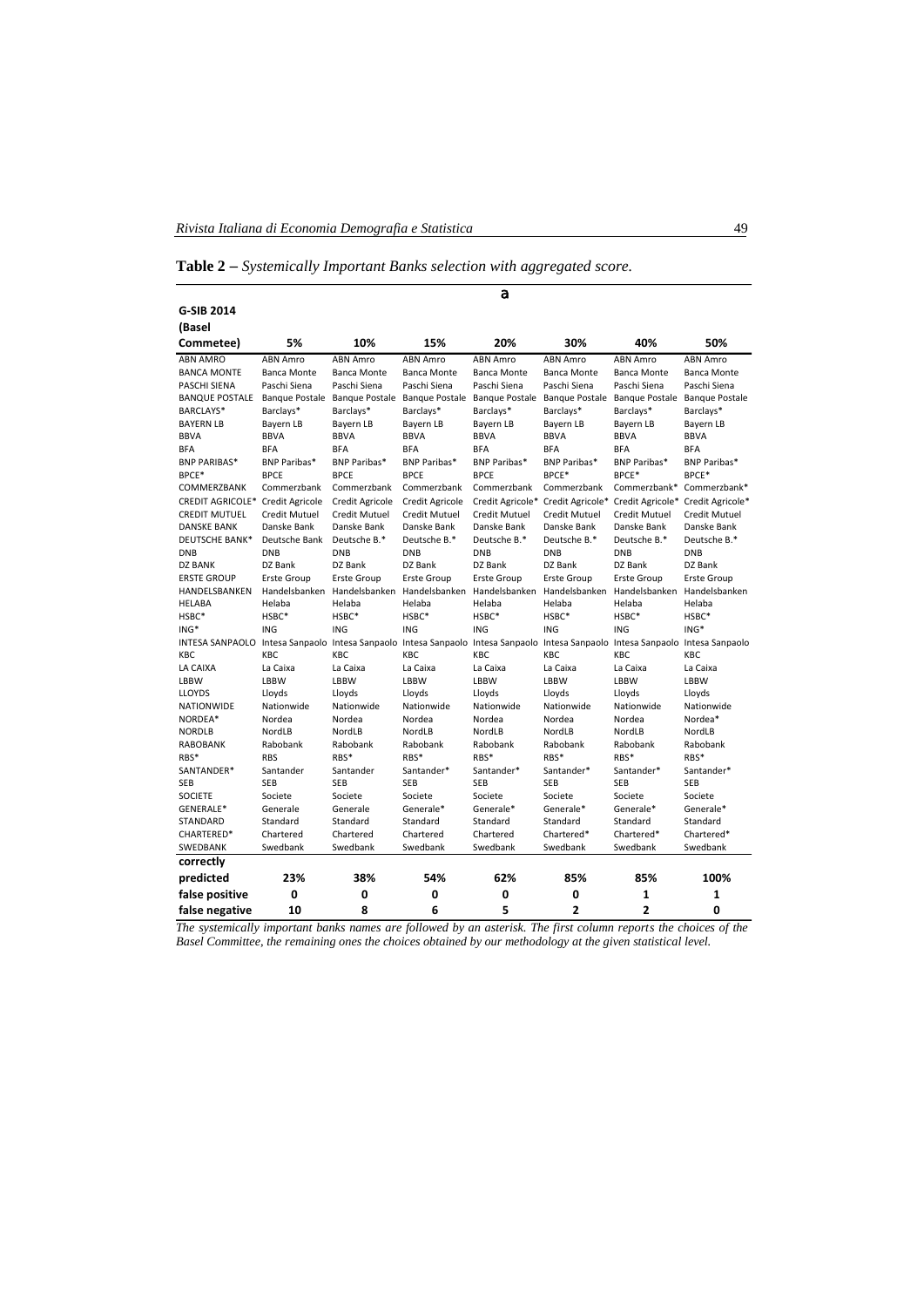**Table 2 –** *Systemically Important Banks selection with aggregated score.*

| | | | | a | | | |
|---|---|---|---|---|---|---|---|
| **G-SIB 2014 (Basel Commetee)** | **5%** | **10%** | **15%** | **20%** | **30%** | **40%** | **50%** |
| ABN AMRO | ABN Amro | ABN Amro | ABN Amro | ABN Amro | ABN Amro | ABN Amro | ABN Amro |
| BANCA MONTE | Banca Monte | Banca Monte | Banca Monte | Banca Monte | Banca Monte | Banca Monte | Banca Monte |
| PASCHI SIENA | Paschi Siena | Paschi Siena | Paschi Siena | Paschi Siena | Paschi Siena | Paschi Siena | Paschi Siena |
| BANQUE POSTALE | Banque Postale | Banque Postale | Banque Postale | Banque Postale | Banque Postale | Banque Postale | Banque Postale |
| BARCLAYS* | Barclays* | Barclays* | Barclays* | Barclays* | Barclays* | Barclays* | Barclays* |
| BAYERN LB | Bayern LB | Bayern LB | Bayern LB | Bayern LB | Bayern LB | Bayern LB | Bayern LB |
| BBVA | BBVA | BBVA | BBVA | BBVA | BBVA | BBVA | BBVA |
| BFA | BFA | BFA | BFA | BFA | BFA | BFA | BFA |
| BNP PARIBAS* | BNP Paribas* | BNP Paribas* | BNP Paribas* | BNP Paribas* | BNP Paribas* | BNP Paribas* | BNP Paribas* |
| BPCE* | BPCE | BPCE | BPCE | BPCE | BPCE* | BPCE* | BPCE* |
| COMMERZBANK | Commerzbank | Commerzbank | Commerzbank | Commerzbank | Commerzbank | Commerzbank* | Commerzbank* |
| CREDIT AGRICOLE* | Credit Agricole | Credit Agricole | Credit Agricole | Credit Agricole* | Credit Agricole* | Credit Agricole* | Credit Agricole* |
| CREDIT MUTUEL | Credit Mutuel | Credit Mutuel | Credit Mutuel | Credit Mutuel | Credit Mutuel | Credit Mutuel | Credit Mutuel |
| DANSKE BANK | Danske Bank | Danske Bank | Danske Bank | Danske Bank | Danske Bank | Danske Bank | Danske Bank |
| DEUTSCHE BANK* | Deutsche Bank | Deutsche B.* | Deutsche B.* | Deutsche B.* | Deutsche B.* | Deutsche B.* | Deutsche B.* |
| DNB | DNB | DNB | DNB | DNB | DNB | DNB | DNB |
| DZ BANK | DZ Bank | DZ Bank | DZ Bank | DZ Bank | DZ Bank | DZ Bank | DZ Bank |
| ERSTE GROUP | Erste Group | Erste Group | Erste Group | Erste Group | Erste Group | Erste Group | Erste Group |
| HANDELSBANKEN | Handelsbanken | Handelsbanken | Handelsbanken | Handelsbanken | Handelsbanken | Handelsbanken | Handelsbanken |
| HELABA | Helaba | Helaba | Helaba | Helaba | Helaba | Helaba | Helaba |
| HSBC* | HSBC* | HSBC* | HSBC* | HSBC* | HSBC* | HSBC* | HSBC* |
| ING* | ING | ING | ING | ING | ING | ING | ING* |
| INTESA SANPAOLO | Intesa Sanpaolo | Intesa Sanpaolo | Intesa Sanpaolo | Intesa Sanpaolo | Intesa Sanpaolo | Intesa Sanpaolo | Intesa Sanpaolo |
| KBC | KBC | KBC | KBC | KBC | KBC | KBC | KBC |
| LA CAIXA | La Caixa | La Caixa | La Caixa | La Caixa | La Caixa | La Caixa | La Caixa |
| LBBW | LBBW | LBBW | LBBW | LBBW | LBBW | LBBW | LBBW |
| LLOYDS | Lloyds | Lloyds | Lloyds | Lloyds | Lloyds | Lloyds | Lloyds |
| NATIONWIDE | Nationwide | Nationwide | Nationwide | Nationwide | Nationwide | Nationwide | Nationwide |
| NORDEA* | Nordea | Nordea | Nordea | Nordea | Nordea | Nordea | Nordea* |
| NORDLB | NordLB | NordLB | NordLB | NordLB | NordLB | NordLB | NordLB |
| RABOBANK | Rabobank | Rabobank | Rabobank | Rabobank | Rabobank | Rabobank | Rabobank |
| RBS* | RBS | RBS* | RBS* | RBS* | RBS* | RBS* | RBS* |
| SANTANDER* | Santander | Santander | Santander* | Santander* | Santander* | Santander* | Santander* |
| SEB | SEB | SEB | SEB | SEB | SEB | SEB | SEB |
| SOCIETE | Societe | Societe | Societe | Societe | Societe | Societe | Societe |
| GENERALE* | Generale | Generale | Generale* | Generale* | Generale* | Generale* | Generale* |
| STANDARD | Standard | Standard | Standard | Standard | Standard | Standard | Standard |
| CHARTERED* | Chartered | Chartered | Chartered | Chartered | Chartered* | Chartered* | Chartered* |
| SWEDBANK | Swedbank | Swedbank | Swedbank | Swedbank | Swedbank | Swedbank | Swedbank |
| **correctly predicted** | **23%** | **38%** | **54%** | **62%** | **85%** | **85%** | **100%** |
| **false positive** | **0** | **0** | **0** | **0** | **0** | **1** | **1** |
| **false negative** | **10** | **8** | **6** | **5** | **2** | **2** | **0** |

*The systemically important banks names are followed by an asterisk. The first column reports the choices of the Basel Committee, the remaining ones the choices obtained by our methodology at the given statistical level.*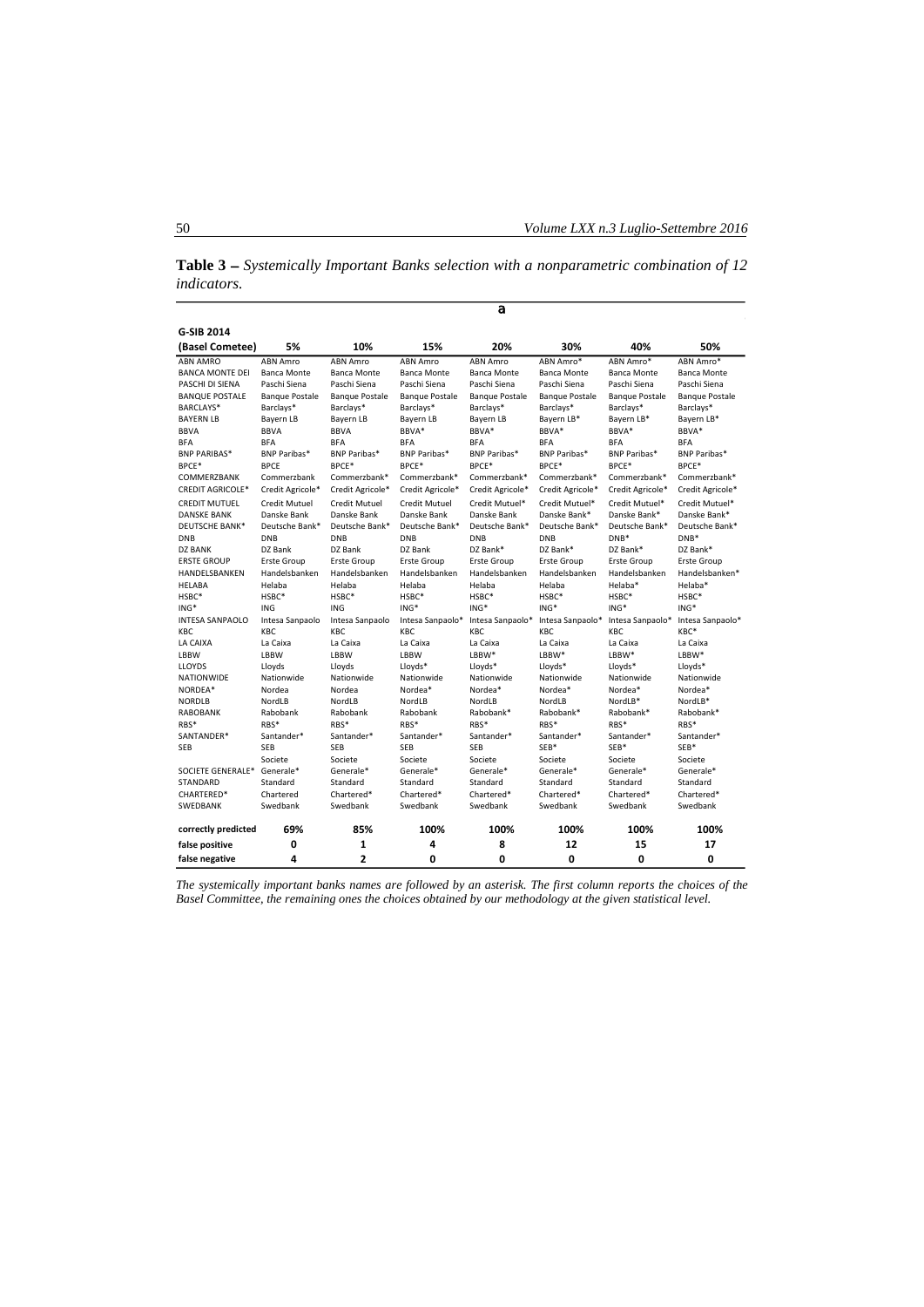**Table 3 –** *Systemically Important Banks selection with a nonparametric combination of 12 indicators.*

| G-SIB 2014 (Basel Cometee) | 5% | 10% | 15% | 20% | 30% | 40% | 50% |
|---|---|---|---|---|---|---|---|
| ABN AMRO | ABN Amro | ABN Amro | ABN Amro | ABN Amro | ABN Amro* | ABN Amro* | ABN Amro* |
| BANCA MONTE DEI PASCHI DI SIENA | Banca Monte Paschi Siena | Banca Monte Paschi Siena | Banca Monte Paschi Siena | Banca Monte Paschi Siena | Banca Monte Paschi Siena | Banca Monte Paschi Siena | Banca Monte Paschi Siena |
| BANQUE POSTALE | Banque Postale | Banque Postale | Banque Postale | Banque Postale | Banque Postale | Banque Postale | Banque Postale |
| BARCLAYS* | Barclays* | Barclays* | Barclays* | Barclays* | Barclays* | Barclays* | Barclays* |
| BAYERN LB | Bayern LB | Bayern LB | Bayern LB | Bayern LB | Bayern LB* | Bayern LB* | Bayern LB* |
| BBVA | BBVA | BBVA | BBVA* | BBVA* | BBVA* | BBVA* | BBVA* |
| BFA | BFA | BFA | BFA | BFA | BFA | BFA | BFA |
| BNP PARIBAS* | BNP Paribas* | BNP Paribas* | BNP Paribas* | BNP Paribas* | BNP Paribas* | BNP Paribas* | BNP Paribas* |
| BPCE* | BPCE | BPCE* | BPCE* | BPCE* | BPCE* | BPCE* | BPCE* |
| COMMERZBANK | Commerzbank | Commerzbank* | Commerzbank* | Commerzbank* | Commerzbank* | Commerzbank* | Commerzbank* |
| CREDIT AGRICOLE* | Credit Agricole* | Credit Agricole* | Credit Agricole* | Credit Agricole* | Credit Agricole* | Credit Agricole* | Credit Agricole* |
| CREDIT MUTUEL | Credit Mutuel | Credit Mutuel | Credit Mutuel | Credit Mutuel* | Credit Mutuel* | Credit Mutuel* | Credit Mutuel* |
| DANSKE BANK | Danske Bank | Danske Bank | Danske Bank | Danske Bank | Danske Bank | Danske Bank* | Danske Bank* |
| DEUTSCHE BANK* | Deutsche Bank* | Deutsche Bank* | Deutsche Bank* | Deutsche Bank* | Deutsche Bank* | Deutsche Bank* | Deutsche Bank* |
| DNB | DNB | DNB | DNB | DNB | DNB | DNB* | DNB* |
| DZ BANK | DZ Bank | DZ Bank | DZ Bank | DZ Bank* | DZ Bank* | DZ Bank* | DZ Bank* |
| ERSTE GROUP | Erste Group | Erste Group | Erste Group | Erste Group | Erste Group | Erste Group | Erste Group |
| HANDELSBANKEN | Handelsbanken | Handelsbanken | Handelsbanken | Handelsbanken | Handelsbanken | Handelsbanken | Handelsbanken* |
| HELABA | Helaba | Helaba | Helaba | Helaba | Helaba | Helaba* | Helaba* |
| HSBC* | HSBC* | HSBC* | HSBC* | HSBC* | HSBC* | HSBC* | HSBC* |
| ING* | ING | ING | ING* | ING* | ING* | ING* | ING* |
| INTESA SANPAOLO | Intesa Sanpaolo | Intesa Sanpaolo | Intesa Sanpaolo* | Intesa Sanpaolo* | Intesa Sanpaolo* | Intesa Sanpaolo* | Intesa Sanpaolo* |
| KBC | KBC | KBC | KBC | KBC | KBC | KBC | KBC* |
| LA CAIXA | La Caixa | La Caixa | La Caixa | La Caixa | La Caixa | La Caixa | La Caixa |
| LBBW | LBBW | LBBW | LBBW | LBBW* | LBBW* | LBBW* | LBBW* |
| LLOYDS | Lloyds | Lloyds | Lloyds* | Lloyds* | Lloyds* | Lloyds* | Lloyds* |
| NATIONWIDE | Nationwide | Nationwide | Nationwide | Nationwide | Nationwide | Nationwide | Nationwide |
| NORDEA* | Nordea | Nordea | Nordea* | Nordea* | Nordea* | Nordea* | Nordea* |
| NORDLB | NordLB | NordLB | NordLB | NordLB | NordLB | NordLB* | NordLB* |
| RABOBANK | Rabobank | Rabobank | Rabobank | Rabobank* | Rabobank* | Rabobank* | Rabobank* |
| RBS* | RBS* | RBS* | RBS* | RBS* | RBS* | RBS* | RBS* |
| SANTANDER* | Santander* | Santander* | Santander* | Santander* | Santander* | Santander* | Santander* |
| SEB | SEB | SEB | SEB | SEB | SEB* | SEB* | SEB* |
| SOCIETE GENERALE* | Societe Generale* | Societe Generale* | Societe Generale* | Societe Generale* | Societe Generale* | Societe Generale* | Societe Generale* |
| STANDARD CHARTERED* | Standard Chartered | Standard Chartered* | Standard Chartered* | Standard Chartered* | Standard Chartered* | Standard Chartered* | Standard Chartered* |
| SWEDBANK | Swedbank | Swedbank | Swedbank | Swedbank | Swedbank | Swedbank | Swedbank |
| **correctly predicted** | **69%** | **85%** | **100%** | **100%** | **100%** | **100%** | **100%** |
| **false positive** | **0** | **1** | **4** | **8** | **12** | **15** | **17** |
| **false negative** | **4** | **2** | **0** | **0** | **0** | **0** | **0** |

*The systemically important banks names are followed by an asterisk. The first column reports the choices of the Basel Committee, the remaining ones the choices obtained by our methodology at the given statistical level.*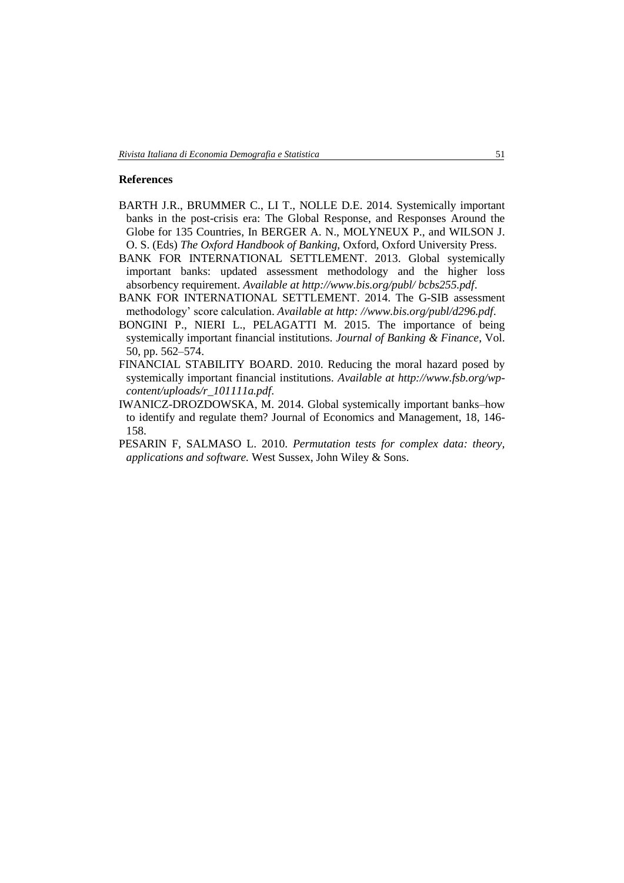**References**

BARTH J.R., BRUMMER C., LI T., NOLLE D.E. 2014. Systemically important banks in the post-crisis era: The Global Response, and Responses Around the Globe for 135 Countries, In BERGER A. N., MOLYNEUX P., and WILSON J. O. S. (Eds) *The Oxford Handbook of Banking*, Oxford, Oxford University Press.

BANK FOR INTERNATIONAL SETTLEMENT. 2013. Global systemically important banks: updated assessment methodology and the higher loss absorbency requirement. *Available at http://www.bis.org/publ/ bcbs255.pdf*.

BANK FOR INTERNATIONAL SETTLEMENT. 2014. The G-SIB assessment methodology' score calculation. *Available at http: //www.bis.org/publ/d296.pdf*.

BONGINI P., NIERI L., PELAGATTI M. 2015. The importance of being systemically important financial institutions. *Journal of Banking & Finance*, Vol. 50, pp. 562–574.

FINANCIAL STABILITY BOARD. 2010. Reducing the moral hazard posed by systemically important financial institutions. *Available at http://www.fsb.org/wp-content/uploads/r_101111a.pdf*.

IWANICZ-DROZDOWSKA, M. 2014. Global systemically important banks–how to identify and regulate them? Journal of Economics and Management, 18, 146-158.

PESARIN F, SALMASO L. 2010. *Permutation tests for complex data: theory, applications and software.* West Sussex, John Wiley & Sons.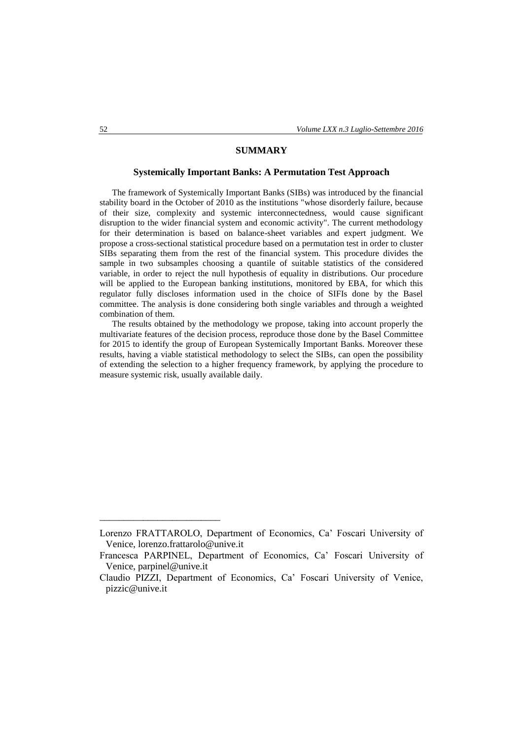## SUMMARY

### Systemically Important Banks: A Permutation Test Approach

The framework of Systemically Important Banks (SIBs) was introduced by the financial stability board in the October of 2010 as the institutions "whose disorderly failure, because of their size, complexity and systemic interconnectedness, would cause significant disruption to the wider financial system and economic activity". The current methodology for their determination is based on balance-sheet variables and expert judgment. We propose a cross-sectional statistical procedure based on a permutation test in order to cluster SIBs separating them from the rest of the financial system. This procedure divides the sample in two subsamples choosing a quantile of suitable statistics of the considered variable, in order to reject the null hypothesis of equality in distributions. Our procedure will be applied to the European banking institutions, monitored by EBA, for which this regulator fully discloses information used in the choice of SIFIs done by the Basel committee. The analysis is done considering both single variables and through a weighted combination of them.

The results obtained by the methodology we propose, taking into account properly the multivariate features of the decision process, reproduce those done by the Basel Committee for 2015 to identify the group of European Systemically Important Banks. Moreover these results, having a viable statistical methodology to select the SIBs, can open the possibility of extending the selection to a higher frequency framework, by applying the procedure to measure systemic risk, usually available daily.

---

Lorenzo FRATTAROLO, Department of Economics, Ca' Foscari University of Venice, lorenzo.frattarolo@unive.it

Francesca PARPINEL, Department of Economics, Ca' Foscari University of Venice, parpinel@unive.it

Claudio PIZZI, Department of Economics, Ca' Foscari University of Venice, pizzic@unive.it